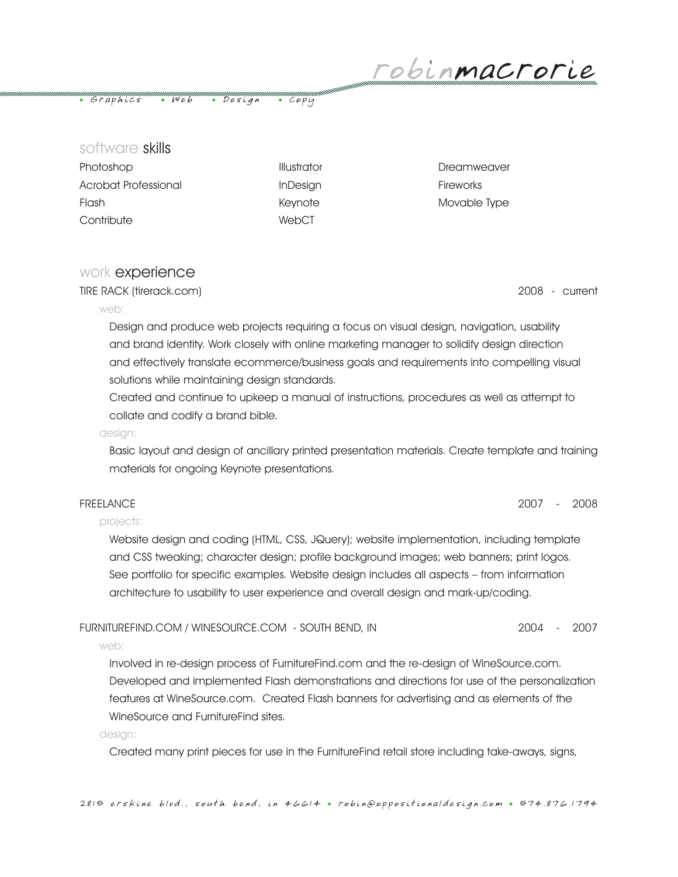# robinmacrorie

• Graphics • Web • Design • Copy

## software skills

| | | |
|---|---|---|
| Photoshop | Illustrator | Dreamweaver |
| Acrobat Professional | InDesign | Fireworks |
| Flash | Keynote | Movable Type |
| Contribute | WebCT | |

## work experience

### TIRE RACK (tirerack.com) 2008 - current

web:

Design and produce web projects requiring a focus on visual design, navigation, usability and brand identity. Work closely with online marketing manager to solidify design direction and effectively translate ecommerce/business goals and requirements into compelling visual solutions while maintaining design standards.

Created and continue to upkeep a manual of instructions, procedures as well as attempt to collate and codify a brand bible.

design:

Basic layout and design of ancillary printed presentation materials. Create template and training materials for ongoing Keynote presentations.

### FREELANCE 2007 - 2008

projects:

Website design and coding (HTML, CSS, JQuery); website implementation, including template and CSS tweaking; character design; profile background images; web banners; print logos. See portfolio for specific examples. Website design includes all aspects – from information architecture to usability to user experience and overall design and mark-up/coding.

### FURNITUREFIND.COM / WINESOURCE.COM - SOUTH BEND, IN 2004 - 2007

web:

Involved in re-design process of FurnitureFind.com and the re-design of WineSource.com. Developed and implemented Flash demonstrations and directions for use of the personalization features at WineSource.com. Created Flash banners for advertising and as elements of the WineSource and FurnitureFind sites.

design:

Created many print pieces for use in the FurnitureFind retail store including take-aways, signs,

2815 erskine blvd., south bend, in 46614 • robin@oppositionaldesign.com • 574.876.1794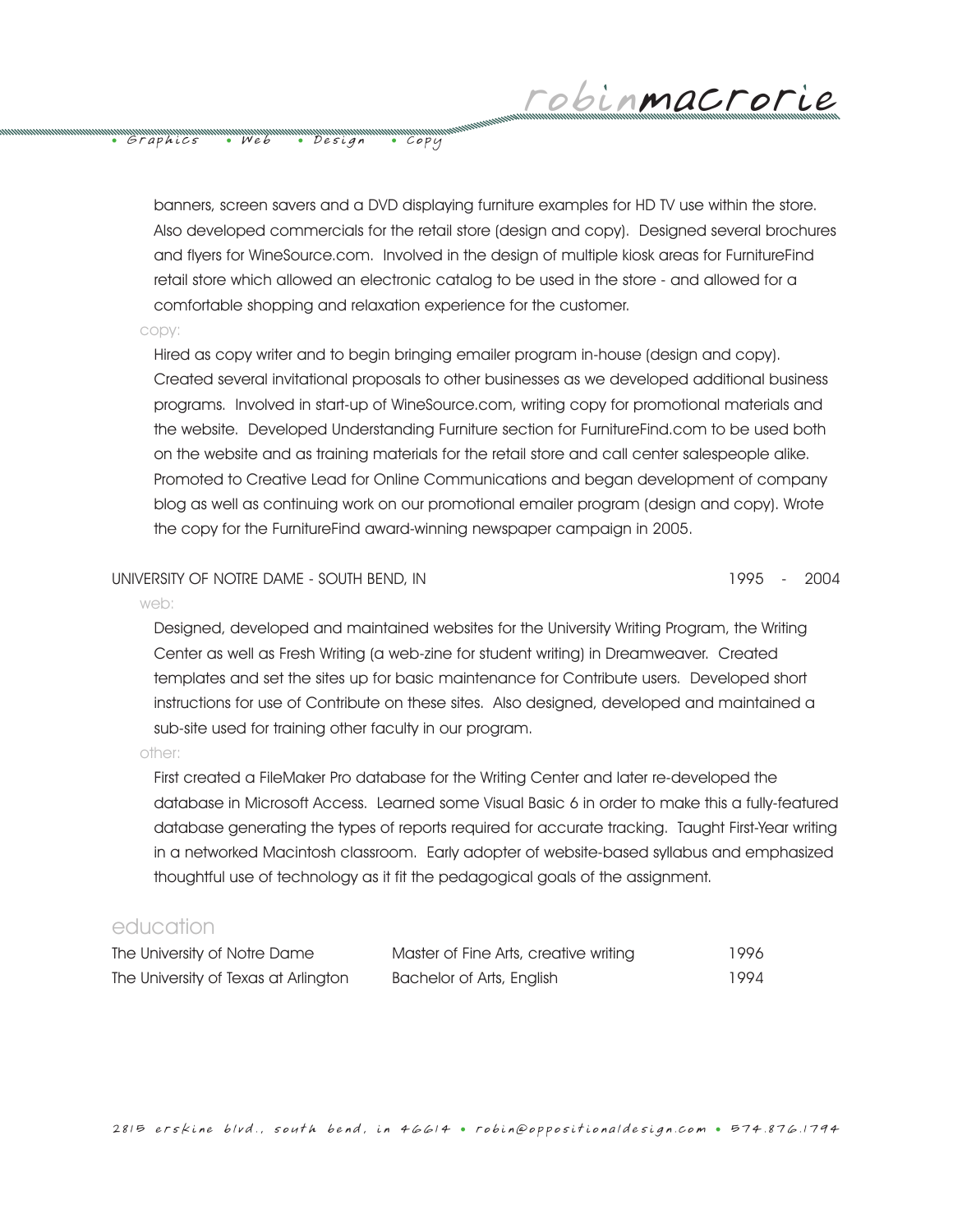banners, screen savers and a DVD displaying furniture examples for HD TV use within the store. Also developed commercials for the retail store (design and copy). Designed several brochures and flyers for WineSource.com. Involved in the design of multiple kiosk areas for FurnitureFind retail store which allowed an electronic catalog to be used in the store - and allowed for a comfortable shopping and relaxation experience for the customer.

copy:

Hired as copy writer and to begin bringing emailer program in-house (design and copy). Created several invitational proposals to other businesses as we developed additional business programs. Involved in start-up of WineSource.com, writing copy for promotional materials and the website. Developed Understanding Furniture section for FurnitureFind.com to be used both on the website and as training materials for the retail store and call center salespeople alike. Promoted to Creative Lead for Online Communications and began development of company blog as well as continuing work on our promotional emailer program (design and copy). Wrote the copy for the FurnitureFind award-winning newspaper campaign in 2005.

UNIVERSITY OF NOTRE DAME - SOUTH BEND, IN 1995 - 2004

web:

Designed, developed and maintained websites for the University Writing Program, the Writing Center as well as Fresh Writing (a web-zine for student writing) in Dreamweaver. Created templates and set the sites up for basic maintenance for Contribute users. Developed short instructions for use of Contribute on these sites. Also designed, developed and maintained a sub-site used for training other faculty in our program.

other:

First created a FileMaker Pro database for the Writing Center and later re-developed the database in Microsoft Access. Learned some Visual Basic 6 in order to make this a fully-featured database generating the types of reports required for accurate tracking. Taught First-Year writing in a networked Macintosh classroom. Early adopter of website-based syllabus and emphasized thoughtful use of technology as it fit the pedagogical goals of the assignment.

## education

| | | |
|---|---|---|
| The University of Notre Dame | Master of Fine Arts, creative writing | 1996 |
| The University of Texas at Arlington | Bachelor of Arts, English | 1994 |

2815 erskine blvd., south bend, in 46614 • robin@oppositionaldesign.com • 574.876.1794